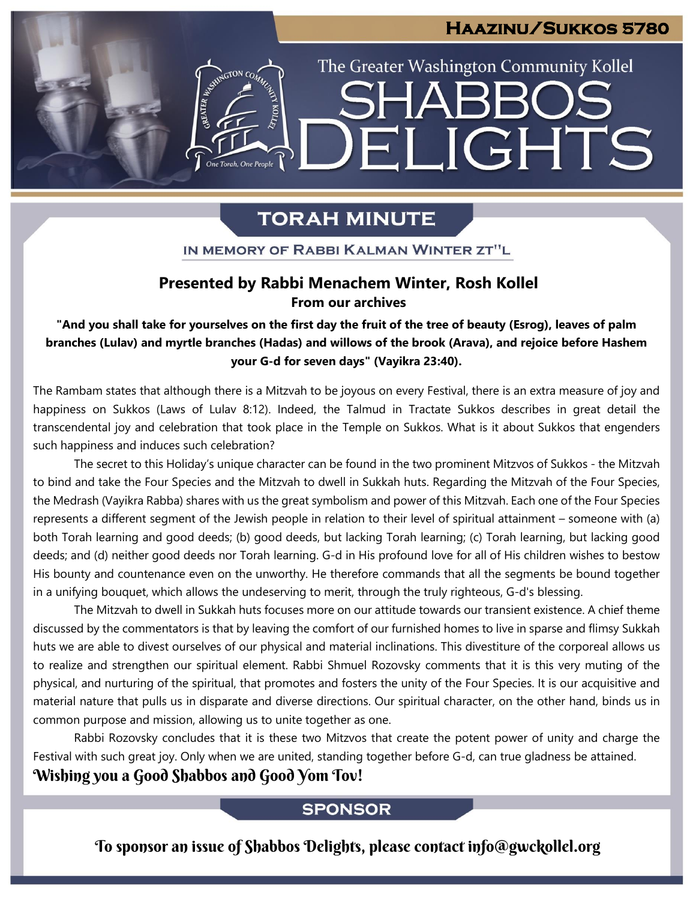# Haazinu/Sukkos 5780

The Greater Washington Community Kollel

# SHABBOS DELIGHTS

## TORAH MINUTE

### IN MEMORY OF RABBI KALMAN WINTER ZT"L

**Presented by Rabbi Menachem Winter, Rosh Kollel**
**From our archives**

**"And you shall take for yourselves on the first day the fruit of the tree of beauty (Esrog), leaves of palm branches (Lulav) and myrtle branches (Hadas) and willows of the brook (Arava), and rejoice before Hashem your G-d for seven days" (Vayikra 23:40).**

The Rambam states that although there is a Mitzvah to be joyous on every Festival, there is an extra measure of joy and happiness on Sukkos (Laws of Lulav 8:12). Indeed, the Talmud in Tractate Sukkos describes in great detail the transcendental joy and celebration that took place in the Temple on Sukkos. What is it about Sukkos that engenders such happiness and induces such celebration?

The secret to this Holiday's unique character can be found in the two prominent Mitzvos of Sukkos - the Mitzvah to bind and take the Four Species and the Mitzvah to dwell in Sukkah huts. Regarding the Mitzvah of the Four Species, the Medrash (Vayikra Rabba) shares with us the great symbolism and power of this Mitzvah. Each one of the Four Species represents a different segment of the Jewish people in relation to their level of spiritual attainment – someone with (a) both Torah learning and good deeds; (b) good deeds, but lacking Torah learning; (c) Torah learning, but lacking good deeds; and (d) neither good deeds nor Torah learning. G-d in His profound love for all of His children wishes to bestow His bounty and countenance even on the unworthy. He therefore commands that all the segments be bound together in a unifying bouquet, which allows the undeserving to merit, through the truly righteous, G-d's blessing.

The Mitzvah to dwell in Sukkah huts focuses more on our attitude towards our transient existence. A chief theme discussed by the commentators is that by leaving the comfort of our furnished homes to live in sparse and flimsy Sukkah huts we are able to divest ourselves of our physical and material inclinations. This divestiture of the corporeal allows us to realize and strengthen our spiritual element. Rabbi Shmuel Rozovsky comments that it is this very muting of the physical, and nurturing of the spiritual, that promotes and fosters the unity of the Four Species. It is our acquisitive and material nature that pulls us in disparate and diverse directions. Our spiritual character, on the other hand, binds us in common purpose and mission, allowing us to unite together as one.

Rabbi Rozovsky concludes that it is these two Mitzvos that create the potent power of unity and charge the Festival with such great joy. Only when we are united, standing together before G-d, can true gladness be attained.

*Wishing you a Good Shabbos and Good Yom Tov!*

## SPONSOR

*To sponsor an issue of Shabbos Delights, please contact info@gwckollel.org*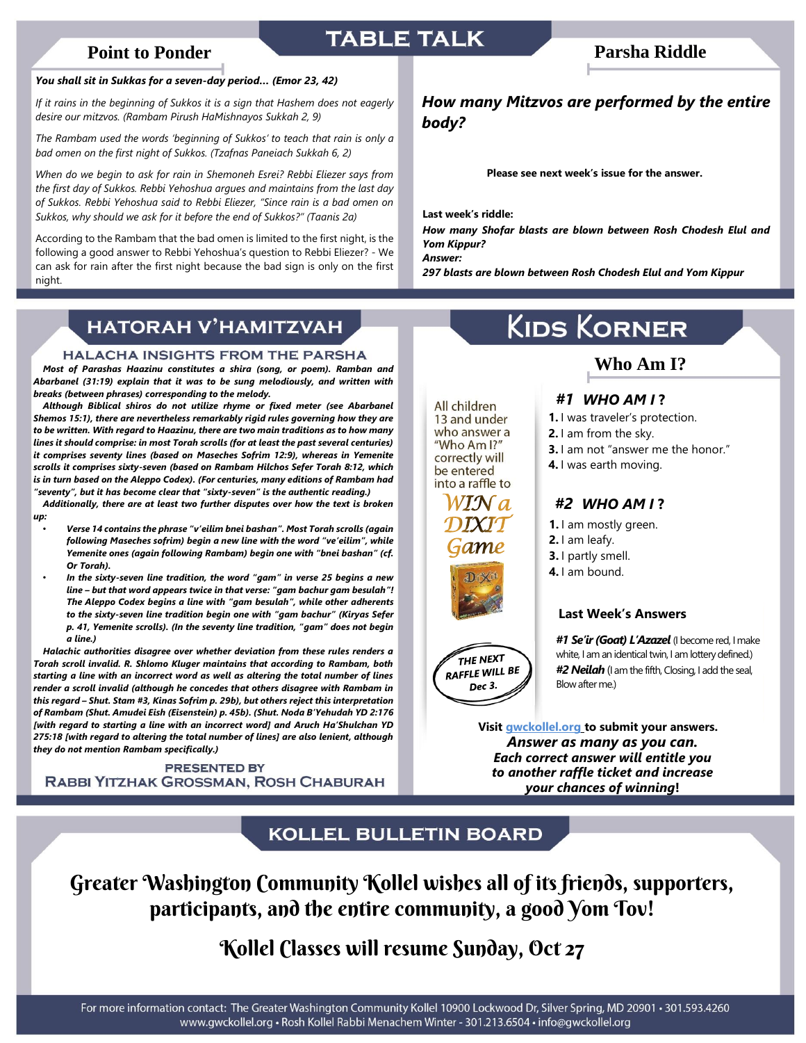# TABLE TALK

## Point to Ponder

***You shall sit in Sukkas for a seven-day period... (Emor 23, 42)***

*If it rains in the beginning of Sukkos it is a sign that Hashem does not eagerly desire our mitzvos. (Rambam Pirush HaMishnayos Sukkah 2, 9)*

*The Rambam used the words 'beginning of Sukkos' to teach that rain is only a bad omen on the first night of Sukkos. (Tzafnas Paneiach Sukkah 6, 2)*

*When do we begin to ask for rain in Shemoneh Esrei? Rebbi Eliezer says from the first day of Sukkos. Rebbi Yehoshua argues and maintains from the last day of Sukkos. Rebbi Yehoshua said to Rebbi Eliezer, "Since rain is a bad omen on Sukkos, why should we ask for it before the end of Sukkos?" (Taanis 2a)*

According to the Rambam that the bad omen is limited to the first night, is the following a good answer to Rebbi Yehoshua's question to Rebbi Eliezer? - We can ask for rain after the first night because the bad sign is only on the first night.

## Parsha Riddle

***How many Mitzvos are performed by the entire body?***

**Please see next week's issue for the answer.**

**Last week's riddle:**

***How many Shofar blasts are blown between Rosh Chodesh Elul and Yom Kippur?***

***Answer:***

***297 blasts are blown between Rosh Chodesh Elul and Yom Kippur***

# HATORAH V'HAMITZVAH

## HALACHA INSIGHTS FROM THE PARSHA

***Most of Parashas Haazinu constitutes a shira (song, or poem). Ramban and Abarbanel (31:19) explain that it was to be sung melodiously, and written with breaks (between phrases) corresponding to the melody.***

***Although Biblical shiros do not utilize rhyme or fixed meter (see Abarbanel Shemos 15:1), there are nevertheless remarkably rigid rules governing how they are to be written. With regard to Haazinu, there are two main traditions as to how many lines it should comprise: in most Torah scrolls (for at least the past several centuries) it comprises seventy lines (based on Maseches Sofrim 12:9), whereas in Yemenite scrolls it comprises sixty-seven (based on Rambam Hilchos Sefer Torah 8:12, which is in turn based on the Aleppo Codex). (For centuries, many editions of Rambam had "seventy", but it has become clear that "sixty-seven" is the authentic reading.)***

***Additionally, there are at least two further disputes over how the text is broken up:***

- ***Verse 14 contains the phrase "v'eilim bnei bashan". Most Torah scrolls (again following Maseches sofrim) begin a new line with the word "ve'eilim", while Yemenite ones (again following Rambam) begin one with "bnei bashan" (cf. Or Torah).***
- ***In the sixty-seven line tradition, the word "gam" in verse 25 begins a new line – but that word appears twice in that verse: "gam bachur gam besulah"! The Aleppo Codex begins a line with "gam besulah", while other adherents to the sixty-seven line tradition begin one with "gam bachur" (Kiryas Sefer p. 41, Yemenite scrolls). (In the seventy line tradition, "gam" does not begin a line.)***

***Halachic authorities disagree over whether deviation from these rules renders a Torah scroll invalid. R. Shlomo Kluger maintains that according to Rambam, both starting a line with an incorrect word as well as altering the total number of lines render a scroll invalid (although he concedes that others disagree with Rambam in this regard – Shut. Stam #3, Kinas Sofrim p. 29b), but others reject this interpretation of Rambam (Shut. Amudei Eish (Eisenstein) p. 45b). (Shut. Noda B'Yehudah YD 2:176 [with regard to starting a line with an incorrect word] and Aruch Ha'Shulchan YD 275:18 [with regard to altering the total number of lines] are also lenient, although they do not mention Rambam specifically.)***

PRESENTED BY
RABBI YITZHAK GROSSMAN, ROSH CHABURAH

# KIDS KORNER

## Who Am I?

All children 13 and under who answer a "Who Am I?" correctly will be entered into a raffle to WIN a DIXIT Game

THE NEXT RAFFLE WILL BE Dec 3.

### *#1 WHO AM I ?*

1. I was traveler's protection.
2. I am from the sky.
3. I am not "answer me the honor."
4. I was earth moving.

### *#2 WHO AM I ?*

1. I am mostly green.
2. I am leafy.
3. I partly smell.
4. I am bound.

### Last Week's Answers

***#1 Se'ir (Goat) L'Azazel*** (I become red, I make white, I am an identical twin, I am lottery defined.)

***#2 Neilah*** (I am the fifth, Closing, I add the seal, Blow after me.)

**Visit gwckollel.org to submit your answers.**
***Answer as many as you can.***
***Each correct answer will entitle you to another raffle ticket and increase your chances of winning!***

# KOLLEL BULLETIN BOARD

**Greater Washington Community Kollel wishes all of its friends, supporters, participants, and the entire community, a good Yom Tov!**

**Kollel Classes will resume Sunday, Oct 27**

For more information contact: The Greater Washington Community Kollel 10900 Lockwood Dr, Silver Spring, MD 20901 • 301.593.4260
www.gwckollel.org • Rosh Kollel Rabbi Menachem Winter - 301.213.6504 • info@gwckollel.org